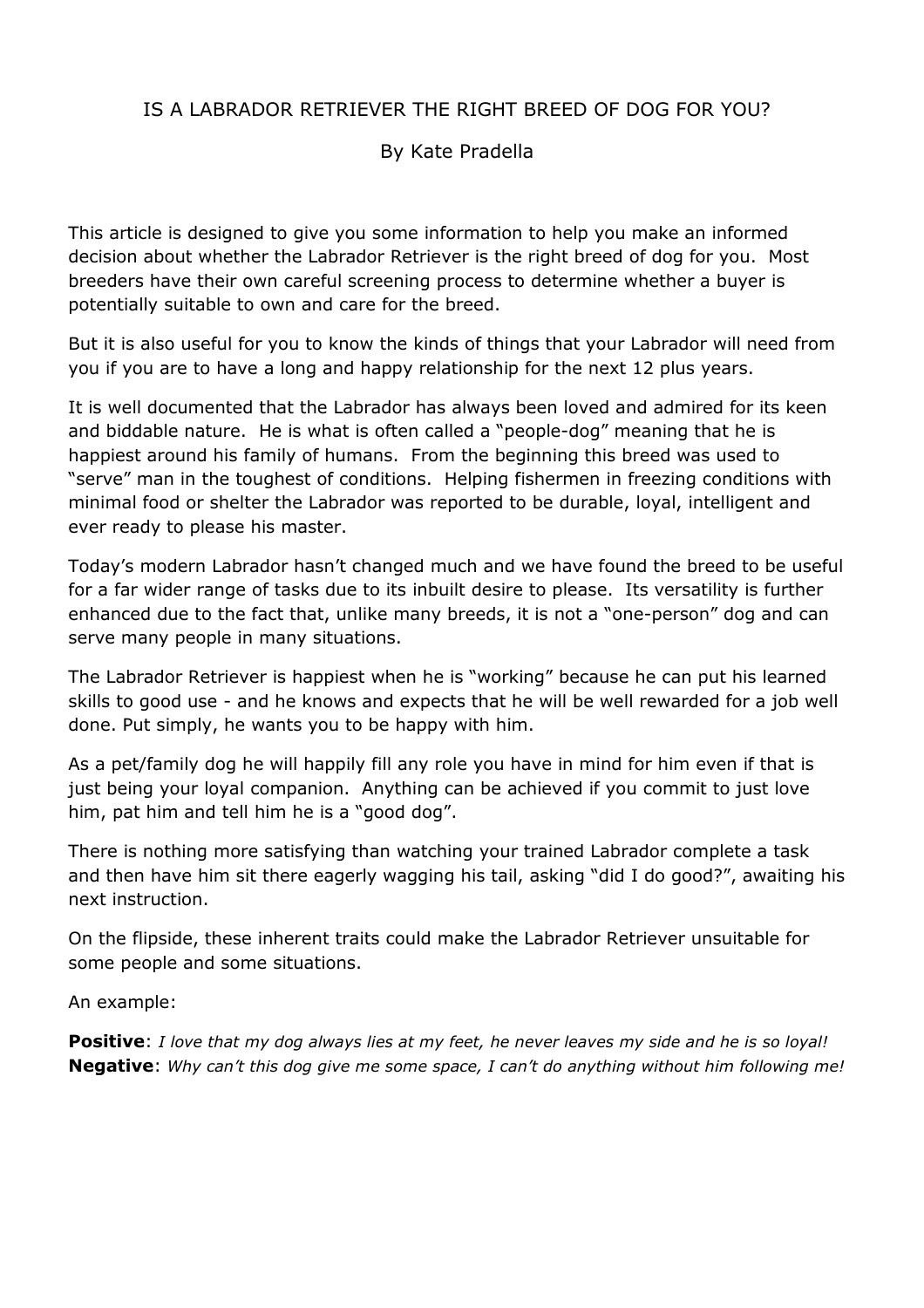# IS A LABRADOR RETRIEVER THE RIGHT BREED OF DOG FOR YOU?

By Kate Pradella

This article is designed to give you some information to help you make an informed decision about whether the Labrador Retriever is the right breed of dog for you. Most breeders have their own careful screening process to determine whether a buyer is potentially suitable to own and care for the breed.

But it is also useful for you to know the kinds of things that your Labrador will need from you if you are to have a long and happy relationship for the next 12 plus years.

It is well documented that the Labrador has always been loved and admired for its keen and biddable nature. He is what is often called a "people-dog" meaning that he is happiest around his family of humans. From the beginning this breed was used to "serve" man in the toughest of conditions. Helping fishermen in freezing conditions with minimal food or shelter the Labrador was reported to be durable, loyal, intelligent and ever ready to please his master.

Today's modern Labrador hasn't changed much and we have found the breed to be useful for a far wider range of tasks due to its inbuilt desire to please. Its versatility is further enhanced due to the fact that, unlike many breeds, it is not a "one-person" dog and can serve many people in many situations.

The Labrador Retriever is happiest when he is "working" because he can put his learned skills to good use - and he knows and expects that he will be well rewarded for a job well done. Put simply, he wants you to be happy with him.

As a pet/family dog he will happily fill any role you have in mind for him even if that is just being your loyal companion. Anything can be achieved if you commit to just love him, pat him and tell him he is a "good dog".

There is nothing more satisfying than watching your trained Labrador complete a task and then have him sit there eagerly wagging his tail, asking "did I do good?", awaiting his next instruction.

On the flipside, these inherent traits could make the Labrador Retriever unsuitable for some people and some situations.

An example:

**Positive**: *I love that my dog always lies at my feet, he never leaves my side and he is so loyal!*
**Negative**: *Why can't this dog give me some space, I can't do anything without him following me!*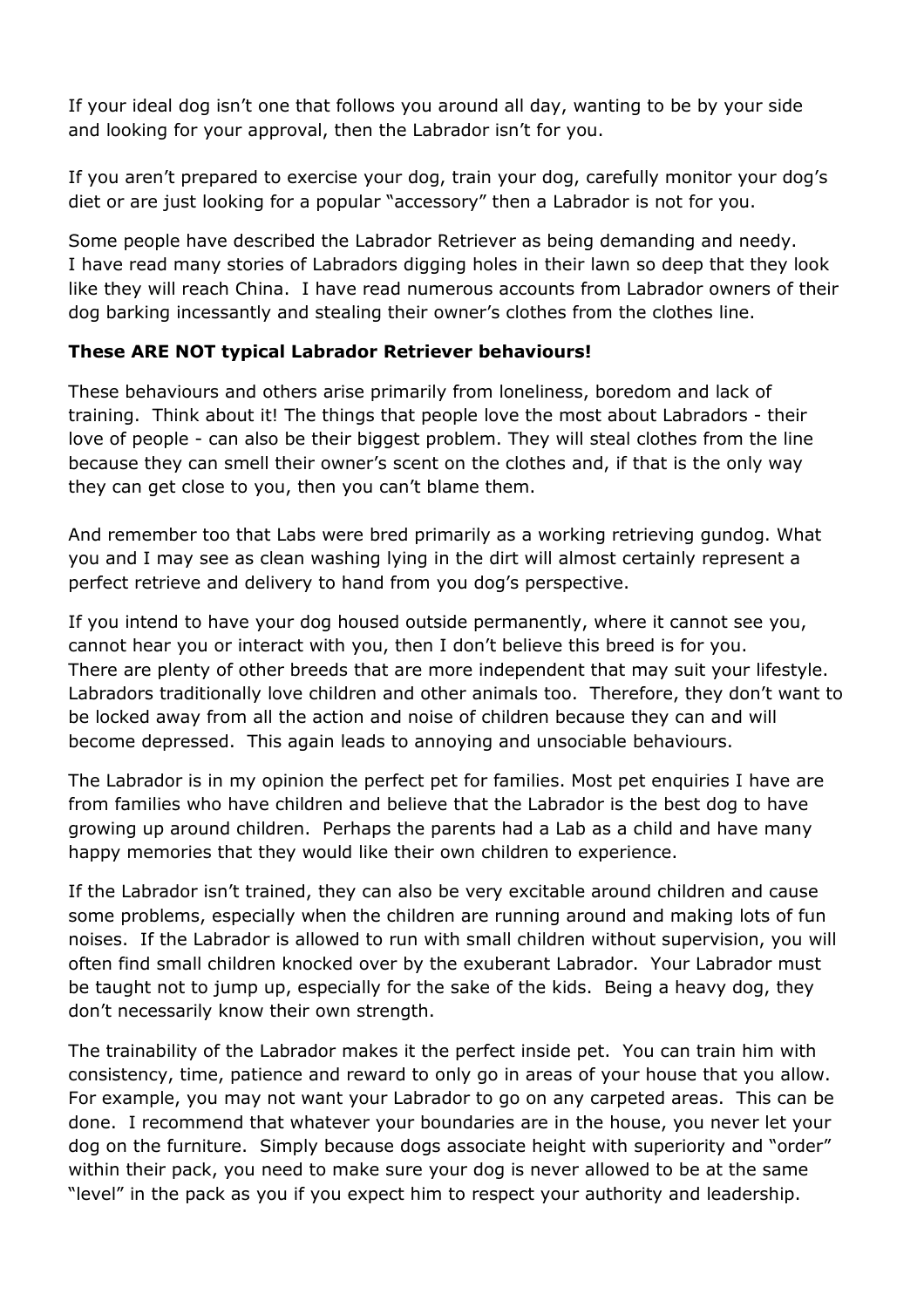If your ideal dog isn't one that follows you around all day, wanting to be by your side and looking for your approval, then the Labrador isn't for you.

If you aren't prepared to exercise your dog, train your dog, carefully monitor your dog's diet or are just looking for a popular "accessory" then a Labrador is not for you.

Some people have described the Labrador Retriever as being demanding and needy. I have read many stories of Labradors digging holes in their lawn so deep that they look like they will reach China. I have read numerous accounts from Labrador owners of their dog barking incessantly and stealing their owner's clothes from the clothes line.

**These ARE NOT typical Labrador Retriever behaviours!**

These behaviours and others arise primarily from loneliness, boredom and lack of training. Think about it! The things that people love the most about Labradors - their love of people - can also be their biggest problem. They will steal clothes from the line because they can smell their owner's scent on the clothes and, if that is the only way they can get close to you, then you can't blame them.

And remember too that Labs were bred primarily as a working retrieving gundog. What you and I may see as clean washing lying in the dirt will almost certainly represent a perfect retrieve and delivery to hand from you dog's perspective.

If you intend to have your dog housed outside permanently, where it cannot see you, cannot hear you or interact with you, then I don't believe this breed is for you. There are plenty of other breeds that are more independent that may suit your lifestyle. Labradors traditionally love children and other animals too. Therefore, they don't want to be locked away from all the action and noise of children because they can and will become depressed. This again leads to annoying and unsociable behaviours.

The Labrador is in my opinion the perfect pet for families. Most pet enquiries I have are from families who have children and believe that the Labrador is the best dog to have growing up around children. Perhaps the parents had a Lab as a child and have many happy memories that they would like their own children to experience.

If the Labrador isn't trained, they can also be very excitable around children and cause some problems, especially when the children are running around and making lots of fun noises. If the Labrador is allowed to run with small children without supervision, you will often find small children knocked over by the exuberant Labrador. Your Labrador must be taught not to jump up, especially for the sake of the kids. Being a heavy dog, they don't necessarily know their own strength.

The trainability of the Labrador makes it the perfect inside pet. You can train him with consistency, time, patience and reward to only go in areas of your house that you allow. For example, you may not want your Labrador to go on any carpeted areas. This can be done. I recommend that whatever your boundaries are in the house, you never let your dog on the furniture. Simply because dogs associate height with superiority and "order" within their pack, you need to make sure your dog is never allowed to be at the same "level" in the pack as you if you expect him to respect your authority and leadership.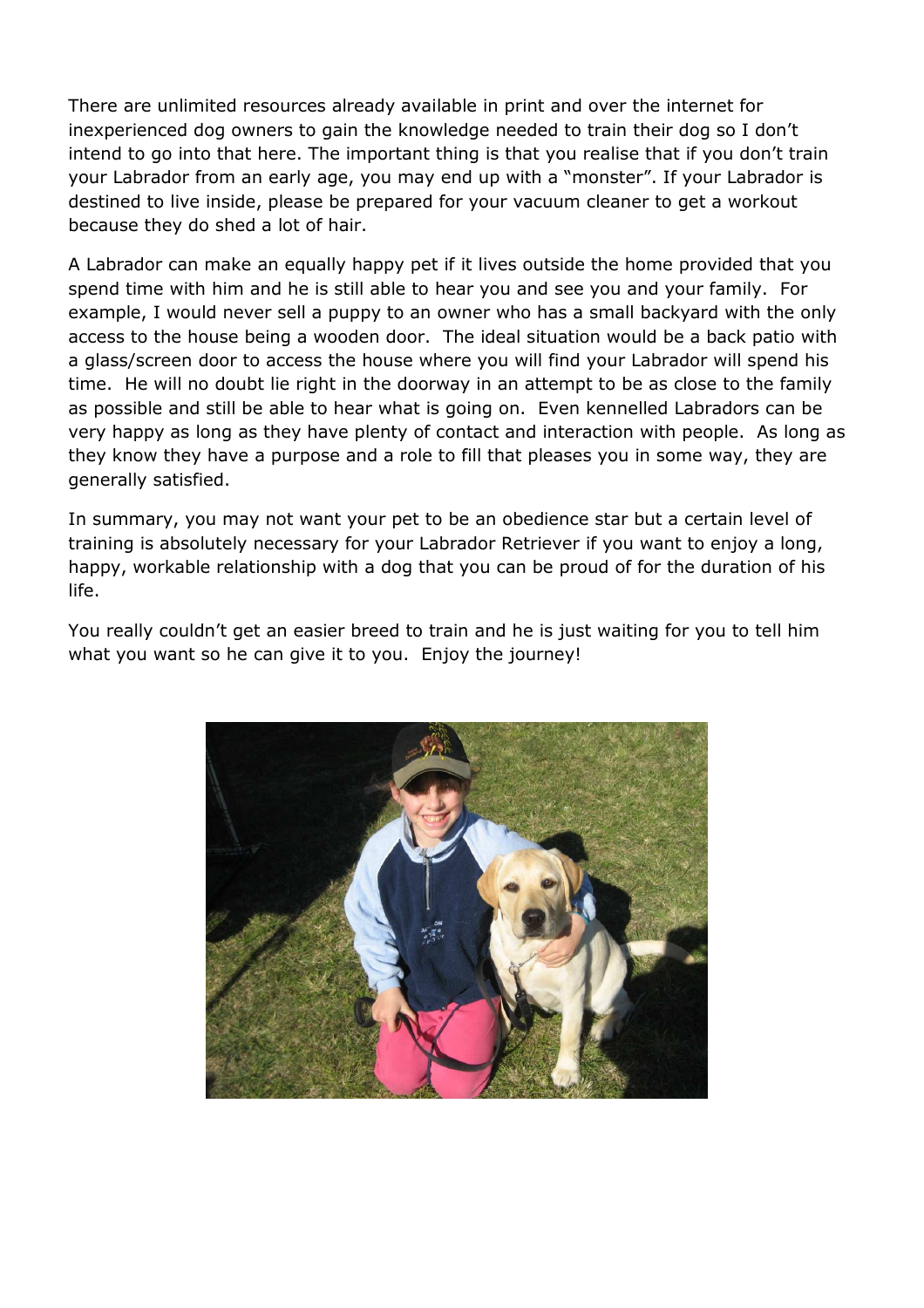There are unlimited resources already available in print and over the internet for inexperienced dog owners to gain the knowledge needed to train their dog so I don't intend to go into that here. The important thing is that you realise that if you don't train your Labrador from an early age, you may end up with a "monster". If your Labrador is destined to live inside, please be prepared for your vacuum cleaner to get a workout because they do shed a lot of hair.

A Labrador can make an equally happy pet if it lives outside the home provided that you spend time with him and he is still able to hear you and see you and your family. For example, I would never sell a puppy to an owner who has a small backyard with the only access to the house being a wooden door. The ideal situation would be a back patio with a glass/screen door to access the house where you will find your Labrador will spend his time. He will no doubt lie right in the doorway in an attempt to be as close to the family as possible and still be able to hear what is going on. Even kennelled Labradors can be very happy as long as they have plenty of contact and interaction with people. As long as they know they have a purpose and a role to fill that pleases you in some way, they are generally satisfied.

In summary, you may not want your pet to be an obedience star but a certain level of training is absolutely necessary for your Labrador Retriever if you want to enjoy a long, happy, workable relationship with a dog that you can be proud of for the duration of his life.

You really couldn't get an easier breed to train and he is just waiting for you to tell him what you want so he can give it to you. Enjoy the journey!